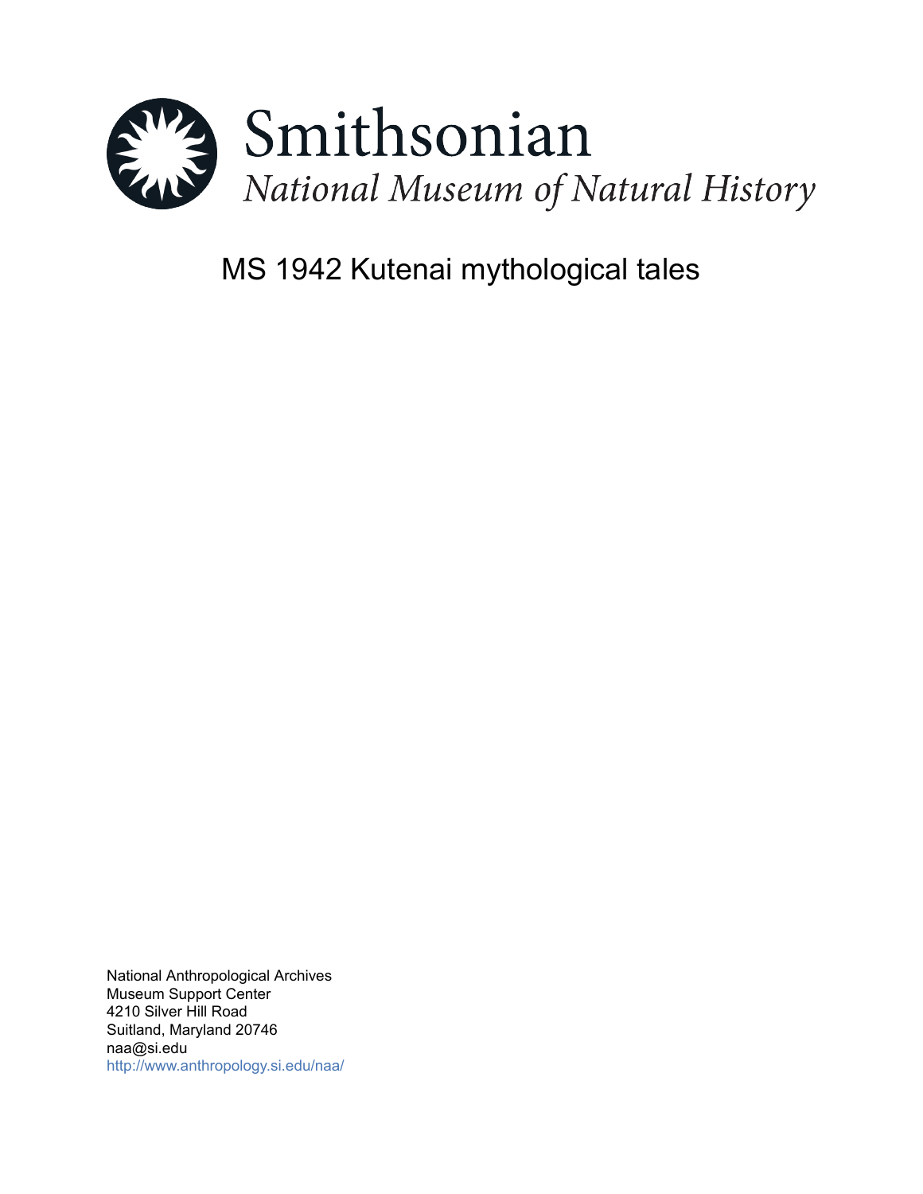Smithsonian

*National Museum of Natural History*

# MS 1942 Kutenai mythological tales

National Anthropological Archives
Museum Support Center
4210 Silver Hill Road
Suitland, Maryland 20746
naa@si.edu
http://www.anthropology.si.edu/naa/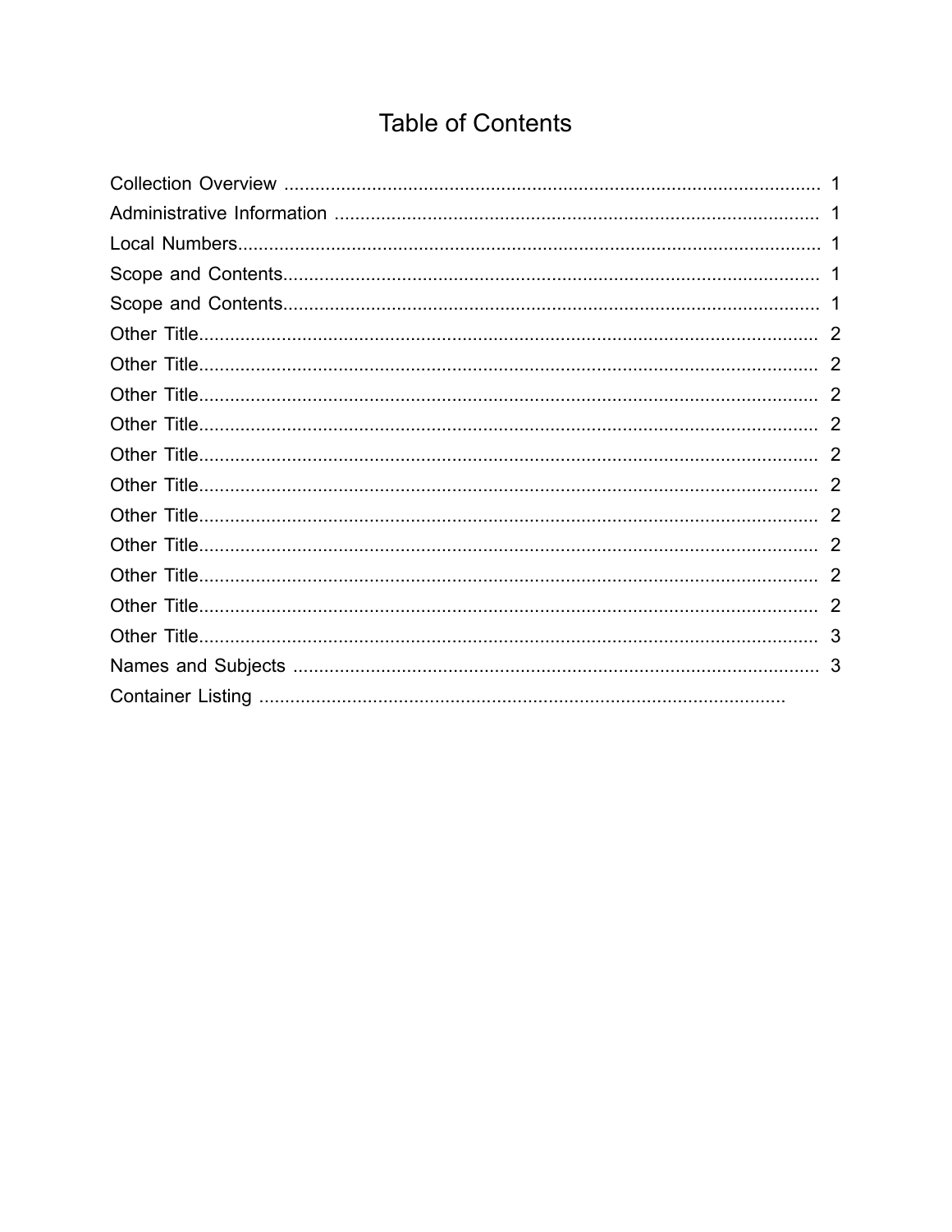# Table of Contents

Collection Overview ........................................................................................................ 1
Administrative Information .............................................................................................. 1
Local Numbers.................................................................................................................. 1
Scope and Contents.......................................................................................................... 1
Scope and Contents.......................................................................................................... 1
Other Title......................................................................................................................... 2
Other Title......................................................................................................................... 2
Other Title......................................................................................................................... 2
Other Title......................................................................................................................... 2
Other Title......................................................................................................................... 2
Other Title......................................................................................................................... 2
Other Title......................................................................................................................... 2
Other Title......................................................................................................................... 2
Other Title......................................................................................................................... 2
Other Title......................................................................................................................... 2
Other Title......................................................................................................................... 3
Names and Subjects ........................................................................................................ 3
Container Listing ........................................................................................................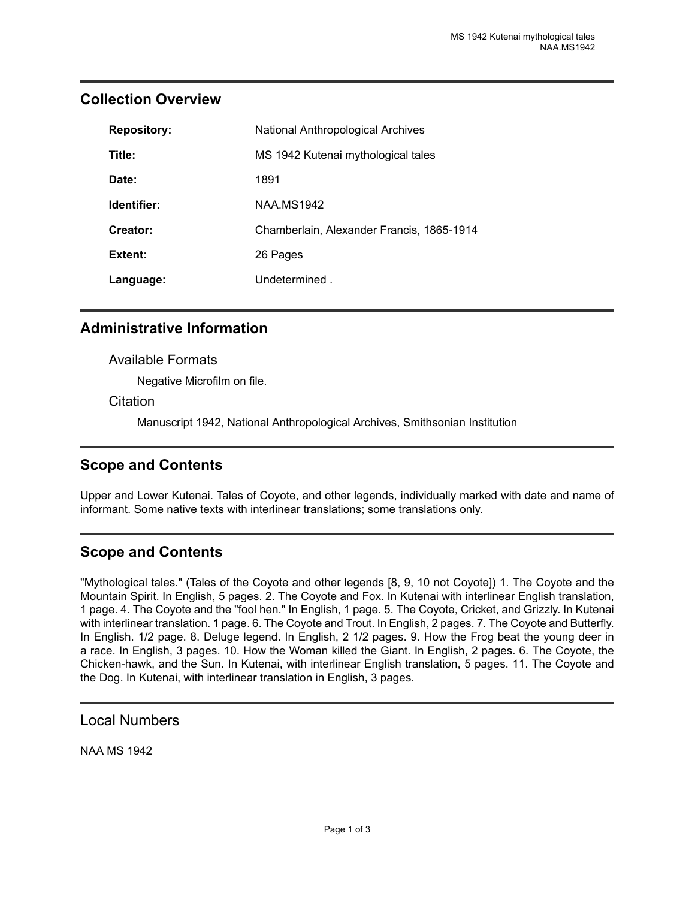## Collection Overview

| | |
|---|---|
| **Repository:** | National Anthropological Archives |
| **Title:** | MS 1942 Kutenai mythological tales |
| **Date:** | 1891 |
| **Identifier:** | NAA.MS1942 |
| **Creator:** | Chamberlain, Alexander Francis, 1865-1914 |
| **Extent:** | 26 Pages |
| **Language:** | Undetermined . |

## Administrative Information

### Available Formats

Negative Microfilm on file.

### Citation

Manuscript 1942, National Anthropological Archives, Smithsonian Institution

## Scope and Contents

Upper and Lower Kutenai. Tales of Coyote, and other legends, individually marked with date and name of informant. Some native texts with interlinear translations; some translations only.

## Scope and Contents

"Mythological tales." (Tales of the Coyote and other legends [8, 9, 10 not Coyote]) 1. The Coyote and the Mountain Spirit. In English, 5 pages. 2. The Coyote and Fox. In Kutenai with interlinear English translation, 1 page. 4. The Coyote and the "fool hen." In English, 1 page. 5. The Coyote, Cricket, and Grizzly. In Kutenai with interlinear translation. 1 page. 6. The Coyote and Trout. In English, 2 pages. 7. The Coyote and Butterfly. In English. 1/2 page. 8. Deluge legend. In English, 2 1/2 pages. 9. How the Frog beat the young deer in a race. In English, 3 pages. 10. How the Woman killed the Giant. In English, 2 pages. 6. The Coyote, the Chicken-hawk, and the Sun. In Kutenai, with interlinear English translation, 5 pages. 11. The Coyote and the Dog. In Kutenai, with interlinear translation in English, 3 pages.

## Local Numbers

NAA MS 1942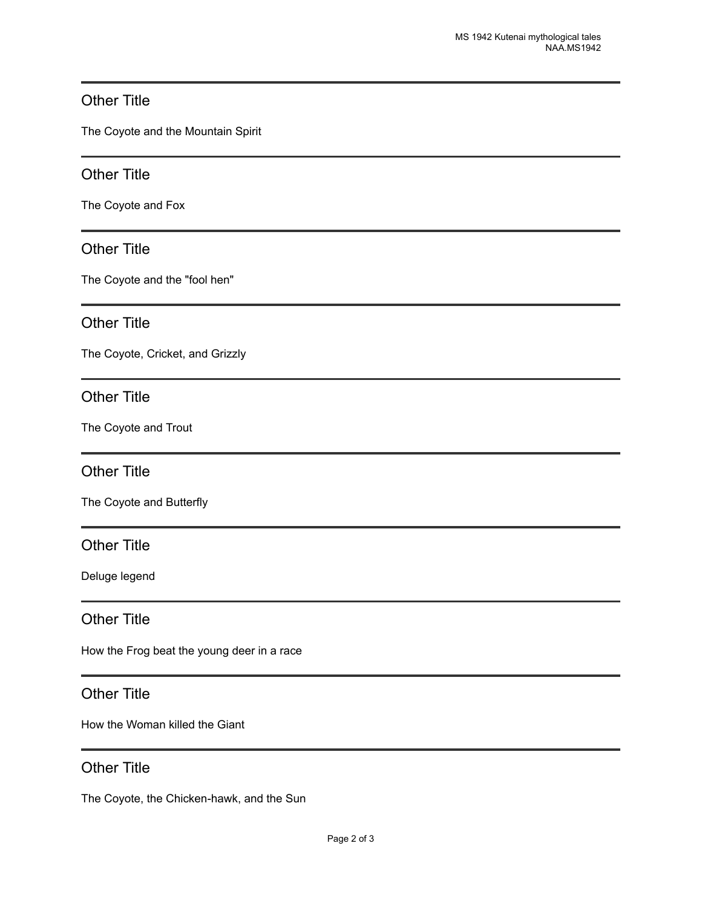## Other Title

The Coyote and the Mountain Spirit

## Other Title

The Coyote and Fox

## Other Title

The Coyote and the "fool hen"

## Other Title

The Coyote, Cricket, and Grizzly

## Other Title

The Coyote and Trout

## Other Title

The Coyote and Butterfly

## Other Title

Deluge legend

## Other Title

How the Frog beat the young deer in a race

## Other Title

How the Woman killed the Giant

## Other Title

The Coyote, the Chicken-hawk, and the Sun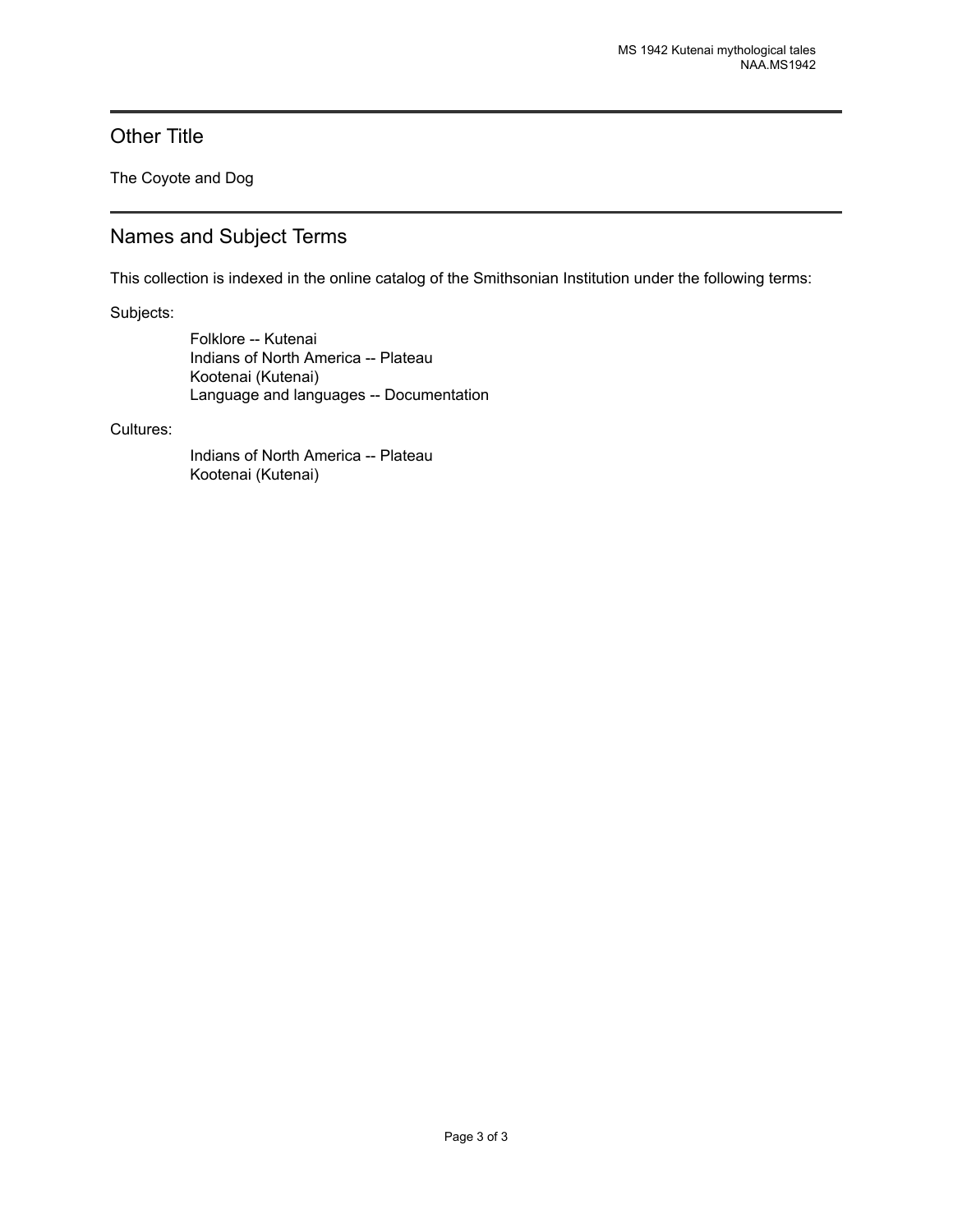## Other Title

The Coyote and Dog

## Names and Subject Terms

This collection is indexed in the online catalog of the Smithsonian Institution under the following terms:

Subjects:

- Folklore -- Kutenai
- Indians of North America -- Plateau
- Kootenai (Kutenai)
- Language and languages -- Documentation

Cultures:

- Indians of North America -- Plateau
- Kootenai (Kutenai)